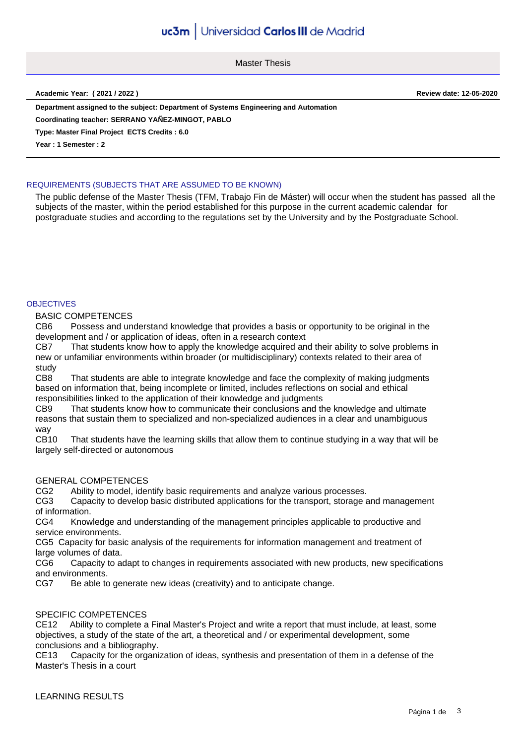# Master Thesis

**Academic Year: ( 2021 / 2022 )** **Review date: 12-05-2020**

**Department assigned to the subject: Department of Systems Engineering and Automation**

**Coordinating teacher: SERRANO YAÑEZ-MINGOT, PABLO**

**Type: Master Final Project ECTS Credits : 6.0**

**Year : 1 Semester : 2**

## REQUIREMENTS (SUBJECTS THAT ARE ASSUMED TO BE KNOWN)

The public defense of the Master Thesis (TFM, Trabajo Fin de Máster) will occur when the student has passed all the subjects of the master, within the period established for this purpose in the current academic calendar for postgraduate studies and according to the regulations set by the University and by the Postgraduate School.

## OBJECTIVES

BASIC COMPETENCES

CB6 Possess and understand knowledge that provides a basis or opportunity to be original in the development and / or application of ideas, often in a research context

CB7 That students know how to apply the knowledge acquired and their ability to solve problems in new or unfamiliar environments within broader (or multidisciplinary) contexts related to their area of study

CB8 That students are able to integrate knowledge and face the complexity of making judgments based on information that, being incomplete or limited, includes reflections on social and ethical responsibilities linked to the application of their knowledge and judgments

CB9 That students know how to communicate their conclusions and the knowledge and ultimate reasons that sustain them to specialized and non-specialized audiences in a clear and unambiguous way

CB10 That students have the learning skills that allow them to continue studying in a way that will be largely self-directed or autonomous

GENERAL COMPETENCES

CG2 Ability to model, identify basic requirements and analyze various processes.

CG3 Capacity to develop basic distributed applications for the transport, storage and management of information.

CG4 Knowledge and understanding of the management principles applicable to productive and service environments.

CG5 Capacity for basic analysis of the requirements for information management and treatment of large volumes of data.

CG6 Capacity to adapt to changes in requirements associated with new products, new specifications and environments.

CG7 Be able to generate new ideas (creativity) and to anticipate change.

SPECIFIC COMPETENCES

CE12 Ability to complete a Final Master's Project and write a report that must include, at least, some objectives, a study of the state of the art, a theoretical and / or experimental development, some conclusions and a bibliography.

CE13 Capacity for the organization of ideas, synthesis and presentation of them in a defense of the Master's Thesis in a court

LEARNING RESULTS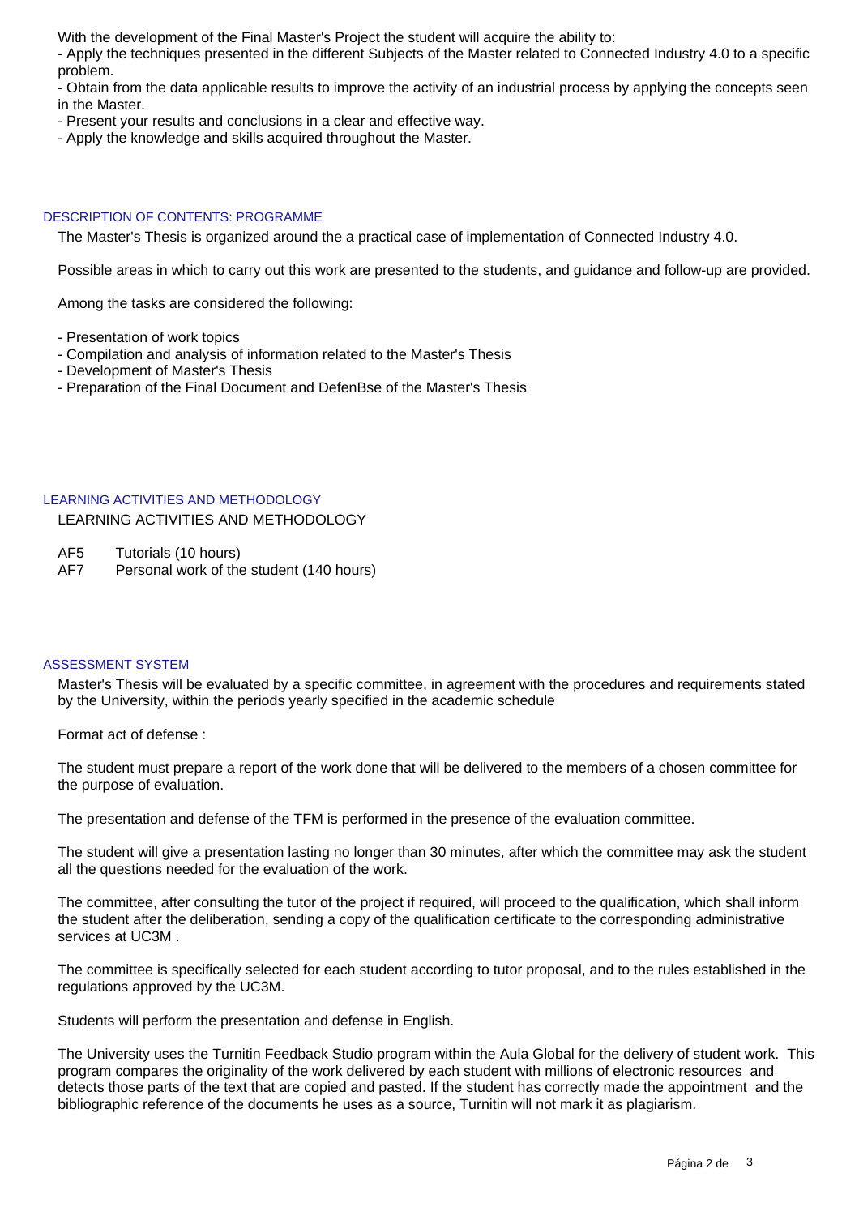With the development of the Final Master's Project the student will acquire the ability to:

- Apply the techniques presented in the different Subjects of the Master related to Connected Industry 4.0 to a specific problem.
- Obtain from the data applicable results to improve the activity of an industrial process by applying the concepts seen in the Master.
- Present your results and conclusions in a clear and effective way.
- Apply the knowledge and skills acquired throughout the Master.

## DESCRIPTION OF CONTENTS: PROGRAMME

The Master's Thesis is organized around the a practical case of implementation of Connected Industry 4.0.

Possible areas in which to carry out this work are presented to the students, and guidance and follow-up are provided.

Among the tasks are considered the following:

- Presentation of work topics
- Compilation and analysis of information related to the Master's Thesis
- Development of Master's Thesis
- Preparation of the Final Document and DefenBse of the Master's Thesis

## LEARNING ACTIVITIES AND METHODOLOGY

LEARNING ACTIVITIES AND METHODOLOGY

| | |
|---|---|
| AF5 | Tutorials (10 hours) |
| AF7 | Personal work of the student (140 hours) |

## ASSESSMENT SYSTEM

Master's Thesis will be evaluated by a specific committee, in agreement with the procedures and requirements stated by the University, within the periods yearly specified in the academic schedule

Format act of defense :

The student must prepare a report of the work done that will be delivered to the members of a chosen committee for the purpose of evaluation.

The presentation and defense of the TFM is performed in the presence of the evaluation committee.

The student will give a presentation lasting no longer than 30 minutes, after which the committee may ask the student all the questions needed for the evaluation of the work.

The committee, after consulting the tutor of the project if required, will proceed to the qualification, which shall inform the student after the deliberation, sending a copy of the qualification certificate to the corresponding administrative services at UC3M .

The committee is specifically selected for each student according to tutor proposal, and to the rules established in the regulations approved by the UC3M.

Students will perform the presentation and defense in English.

The University uses the Turnitin Feedback Studio program within the Aula Global for the delivery of student work. This program compares the originality of the work delivered by each student with millions of electronic resources and detects those parts of the text that are copied and pasted. If the student has correctly made the appointment and the bibliographic reference of the documents he uses as a source, Turnitin will not mark it as plagiarism.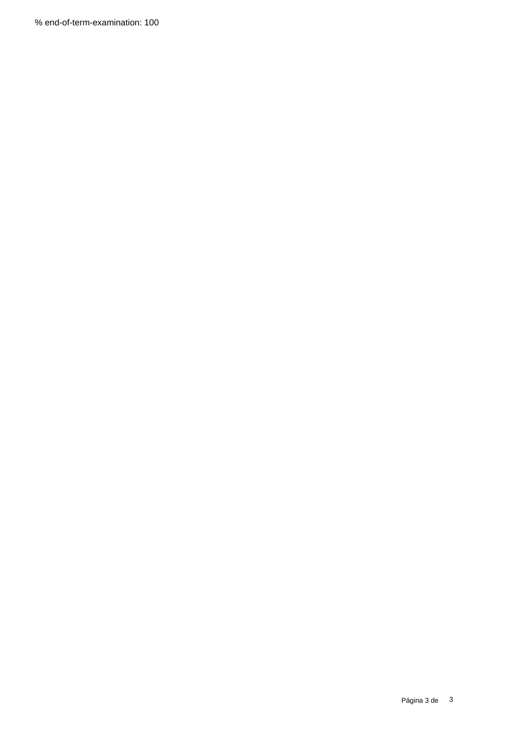% end-of-term-examination: 100